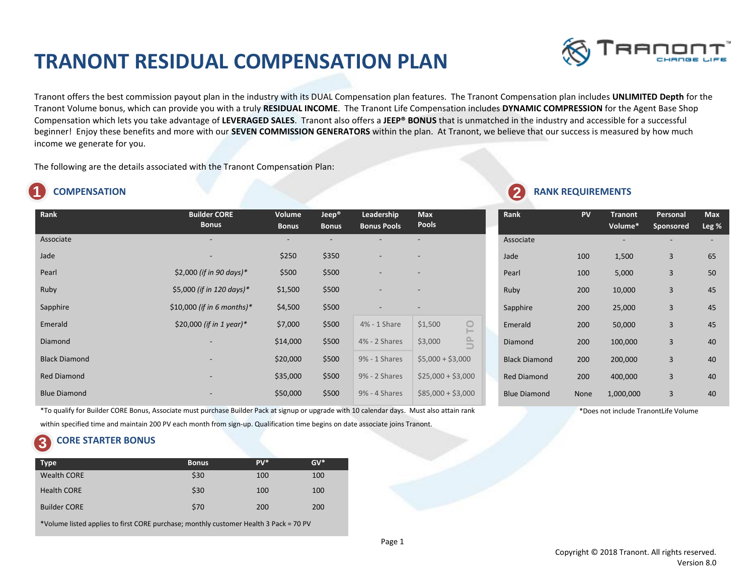# TRANONT RESIDUAL COMPENSATION PLAN

Tranont offers the best commission payout plan in the industry with its DUAL Compensation plan features. The Tranont Compensation plan includes **UNLIMITED Depth** for the Tranont Volume bonus, which can provide you with a truly **RESIDUAL INCOME**. The Tranont Life Compensation includes **DYNAMIC COMPRESSION** for the Agent Base Shop Compensation which lets you take advantage of **LEVERAGED SALES**. Tranont also offers a **JEEP® BONUS** that is unmatched in the industry and accessible for a successful beginner! Enjoy these benefits and more with our **SEVEN COMMISSION GENERATORS** within the plan. At Tranont, we believe that our success is measured by how much income we generate for you.

The following are the details associated with the Tranont Compensation Plan:

## 1 COMPENSATION

| Rank | Builder CORE Bonus | Volume Bonus | Jeep® Bonus | Leadership Bonus Pools | Max Pools |
|---|---|---|---|---|---|
| Associate | - | - | - | - | - |
| Jade | - | $250 | $350 | - | - |
| Pearl | $2,000 *(if in 90 days)** | $500 | $500 | - | - |
| Ruby | $5,000 *(if in 120 days)** | $1,500 | $500 | - | - |
| Sapphire | $10,000 *(if in 6 months)** | $4,500 | $500 | - | - |
| Emerald | $20,000 *(if in 1 year)** | $7,000 | $500 | 4% - 1 Share | $1,500 UP TO |
| Diamond | - | $14,000 | $500 | 4% - 2 Shares | $3,000 UP TO |
| Black Diamond | - | $20,000 | $500 | 9% - 1 Shares | $5,000 + $3,000 |
| Red Diamond | - | $35,000 | $500 | 9% - 2 Shares | $25,000 + $3,000 |
| Blue Diamond | - | $50,000 | $500 | 9% - 4 Shares | $85,000 + $3,000 |

*To qualify for Builder CORE Bonus, Associate must purchase Builder Pack at signup or upgrade with 10 calendar days. Must also attain rank within specified time and maintain 200 PV each month from sign-up. Qualification time begins on date associate joins Tranont.

## 2 RANK REQUIREMENTS

| Rank | PV | Tranont Volume* | Personal Sponsored | Max Leg % |
|---|---|---|---|---|
| Associate | | - | - | - |
| Jade | 100 | 1,500 | 3 | 65 |
| Pearl | 100 | 5,000 | 3 | 50 |
| Ruby | 200 | 10,000 | 3 | 45 |
| Sapphire | 200 | 25,000 | 3 | 45 |
| Emerald | 200 | 50,000 | 3 | 45 |
| Diamond | 200 | 100,000 | 3 | 40 |
| Black Diamond | 200 | 200,000 | 3 | 40 |
| Red Diamond | 200 | 400,000 | 3 | 40 |
| Blue Diamond | None | 1,000,000 | 3 | 40 |

*Does not include TranontLife Volume

## 3 CORE STARTER BONUS

| Type | Bonus | PV* | GV* |
|---|---|---|---|
| Wealth CORE | $30 | 100 | 100 |
| Health CORE | $30 | 100 | 100 |
| Builder CORE | $70 | 200 | 200 |

*Volume listed applies to first CORE purchase; monthly customer Health 3 Pack = 70 PV

Copyright © 2018 Tranont. All rights reserved.
Version 8.0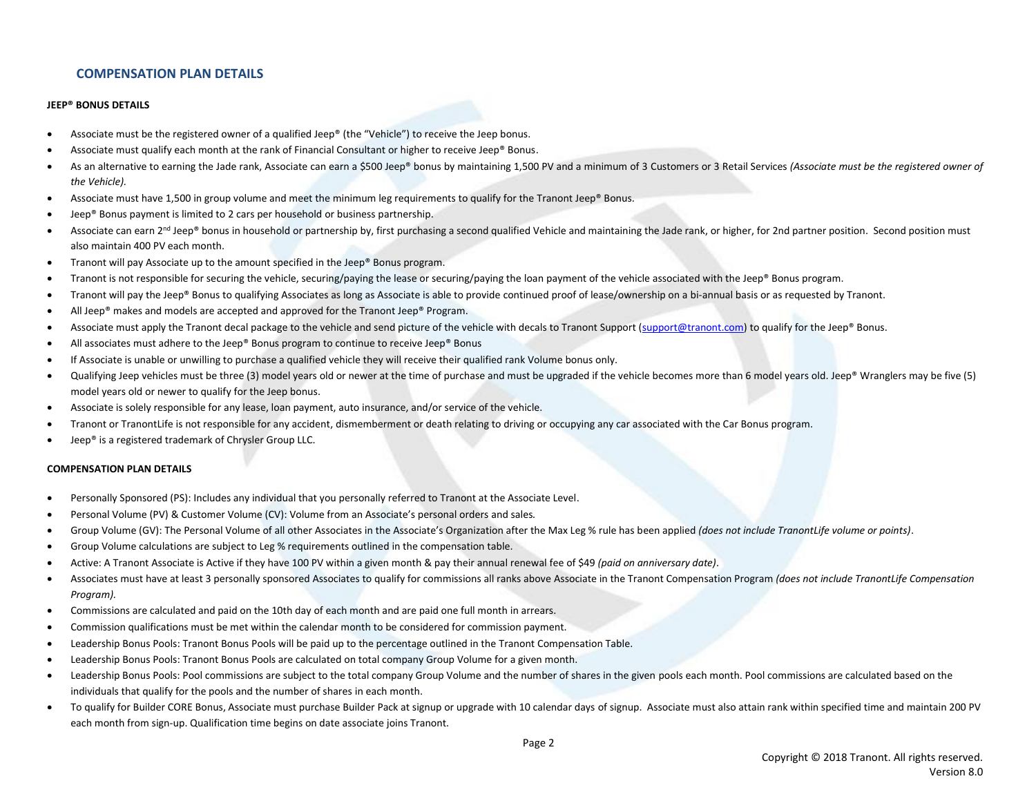## COMPENSATION PLAN DETAILS

**JEEP® BONUS DETAILS**

- Associate must be the registered owner of a qualified Jeep® (the "Vehicle") to receive the Jeep bonus.
- Associate must qualify each month at the rank of Financial Consultant or higher to receive Jeep® Bonus.
- As an alternative to earning the Jade rank, Associate can earn a $500 Jeep® bonus by maintaining 1,500 PV and a minimum of 3 Customers or 3 Retail Services *(Associate must be the registered owner of the Vehicle).*
- Associate must have 1,500 in group volume and meet the minimum leg requirements to qualify for the Tranont Jeep® Bonus.
- Jeep® Bonus payment is limited to 2 cars per household or business partnership.
- Associate can earn 2nd Jeep® bonus in household or partnership by, first purchasing a second qualified Vehicle and maintaining the Jade rank, or higher, for 2nd partner position. Second position must also maintain 400 PV each month.
- Tranont will pay Associate up to the amount specified in the Jeep® Bonus program.
- Tranont is not responsible for securing the vehicle, securing/paying the lease or securing/paying the loan payment of the vehicle associated with the Jeep® Bonus program.
- Tranont will pay the Jeep® Bonus to qualifying Associates as long as Associate is able to provide continued proof of lease/ownership on a bi-annual basis or as requested by Tranont.
- All Jeep® makes and models are accepted and approved for the Tranont Jeep® Program.
- Associate must apply the Tranont decal package to the vehicle and send picture of the vehicle with decals to Tranont Support (support@tranont.com) to qualify for the Jeep® Bonus.
- All associates must adhere to the Jeep® Bonus program to continue to receive Jeep® Bonus
- If Associate is unable or unwilling to purchase a qualified vehicle they will receive their qualified rank Volume bonus only.
- Qualifying Jeep vehicles must be three (3) model years old or newer at the time of purchase and must be upgraded if the vehicle becomes more than 6 model years old. Jeep® Wranglers may be five (5) model years old or newer to qualify for the Jeep bonus.
- Associate is solely responsible for any lease, loan payment, auto insurance, and/or service of the vehicle.
- Tranont or TranontLife is not responsible for any accident, dismemberment or death relating to driving or occupying any car associated with the Car Bonus program.
- Jeep® is a registered trademark of Chrysler Group LLC.

**COMPENSATION PLAN DETAILS**

- Personally Sponsored (PS): Includes any individual that you personally referred to Tranont at the Associate Level.
- Personal Volume (PV) & Customer Volume (CV): Volume from an Associate's personal orders and sales.
- Group Volume (GV): The Personal Volume of all other Associates in the Associate's Organization after the Max Leg % rule has been applied *(does not include TranontLife volume or points)*.
- Group Volume calculations are subject to Leg % requirements outlined in the compensation table.
- Active: A Tranont Associate is Active if they have 100 PV within a given month & pay their annual renewal fee of $49 *(paid on anniversary date)*.
- Associates must have at least 3 personally sponsored Associates to qualify for commissions all ranks above Associate in the Tranont Compensation Program *(does not include TranontLife Compensation Program).*
- Commissions are calculated and paid on the 10th day of each month and are paid one full month in arrears.
- Commission qualifications must be met within the calendar month to be considered for commission payment.
- Leadership Bonus Pools: Tranont Bonus Pools will be paid up to the percentage outlined in the Tranont Compensation Table.
- Leadership Bonus Pools: Tranont Bonus Pools are calculated on total company Group Volume for a given month.
- Leadership Bonus Pools: Pool commissions are subject to the total company Group Volume and the number of shares in the given pools each month. Pool commissions are calculated based on the individuals that qualify for the pools and the number of shares in each month.
- To qualify for Builder CORE Bonus, Associate must purchase Builder Pack at signup or upgrade with 10 calendar days of signup. Associate must also attain rank within specified time and maintain 200 PV each month from sign-up. Qualification time begins on date associate joins Tranont.

Copyright © 2018 Tranont. All rights reserved.
Version 8.0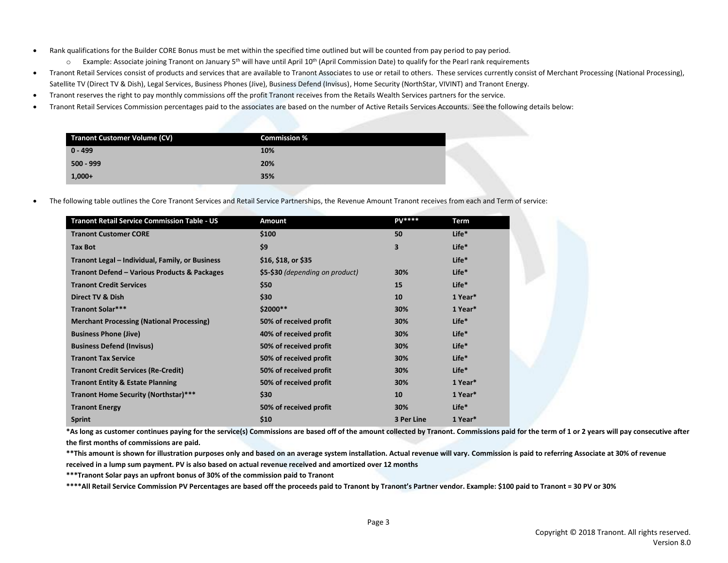- Rank qualifications for the Builder CORE Bonus must be met within the specified time outlined but will be counted from pay period to pay period.
  - Example: Associate joining Tranont on January 5th will have until April 10th (April Commission Date) to qualify for the Pearl rank requirements
- Tranont Retail Services consist of products and services that are available to Tranont Associates to use or retail to others. These services currently consist of Merchant Processing (National Processing), Satellite TV (Direct TV & Dish), Legal Services, Business Phones (Jive), Business Defend (Invisus), Home Security (NorthStar, VIVINT) and Tranont Energy.
- Tranont reserves the right to pay monthly commissions off the profit Tranont receives from the Retails Wealth Services partners for the service.
- Tranont Retail Services Commission percentages paid to the associates are based on the number of Active Retails Services Accounts. See the following details below:

| Tranont Customer Volume (CV) | Commission % |
|---|---|
| 0 - 499 | 10% |
| 500 - 999 | 20% |
| 1,000+ | 35% |

- The following table outlines the Core Tranont Services and Retail Service Partnerships, the Revenue Amount Tranont receives from each and Term of service:

| Tranont Retail Service Commission Table - US | Amount | PV**** | Term |
|---|---|---|---|
| Tranont Customer CORE | $100 | 50 | Life* |
| Tax Bot | $9 | 3 | Life* |
| Tranont Legal – Individual, Family, or Business | $16, $18, or $35 | | Life* |
| Tranont Defend – Various Products & Packages | $5-$30 *(depending on product)* | 30% | Life* |
| Tranont Credit Services | $50 | 15 | Life* |
| Direct TV & Dish | $30 | 10 | 1 Year* |
| Tranont Solar*** | $2000** | 30% | 1 Year* |
| Merchant Processing (National Processing) | 50% of received profit | 30% | Life* |
| Business Phone (Jive) | 40% of received profit | 30% | Life* |
| Business Defend (Invisus) | 50% of received profit | 30% | Life* |
| Tranont Tax Service | 50% of received profit | 30% | Life* |
| Tranont Credit Services (Re-Credit) | 50% of received profit | 30% | Life* |
| Tranont Entity & Estate Planning | 50% of received profit | 30% | 1 Year* |
| Tranont Home Security (Northstar)*** | $30 | 10 | 1 Year* |
| Tranont Energy | 50% of received profit | 30% | Life* |
| Sprint | $10 | 3 Per Line | 1 Year* |

**\*As long as customer continues paying for the service(s) Commissions are based off of the amount collected by Tranont. Commissions paid for the term of 1 or 2 years will pay consecutive after the first months of commissions are paid.**

**\*\*This amount is shown for illustration purposes only and based on an average system installation. Actual revenue will vary. Commission is paid to referring Associate at 30% of revenue received in a lump sum payment. PV is also based on actual revenue received and amortized over 12 months**

**\*\*\*Tranont Solar pays an upfront bonus of 30% of the commission paid to Tranont**

**\*\*\*\*All Retail Service Commission PV Percentages are based off the proceeds paid to Tranont by Tranont's Partner vendor. Example: $100 paid to Tranont = 30 PV or 30%**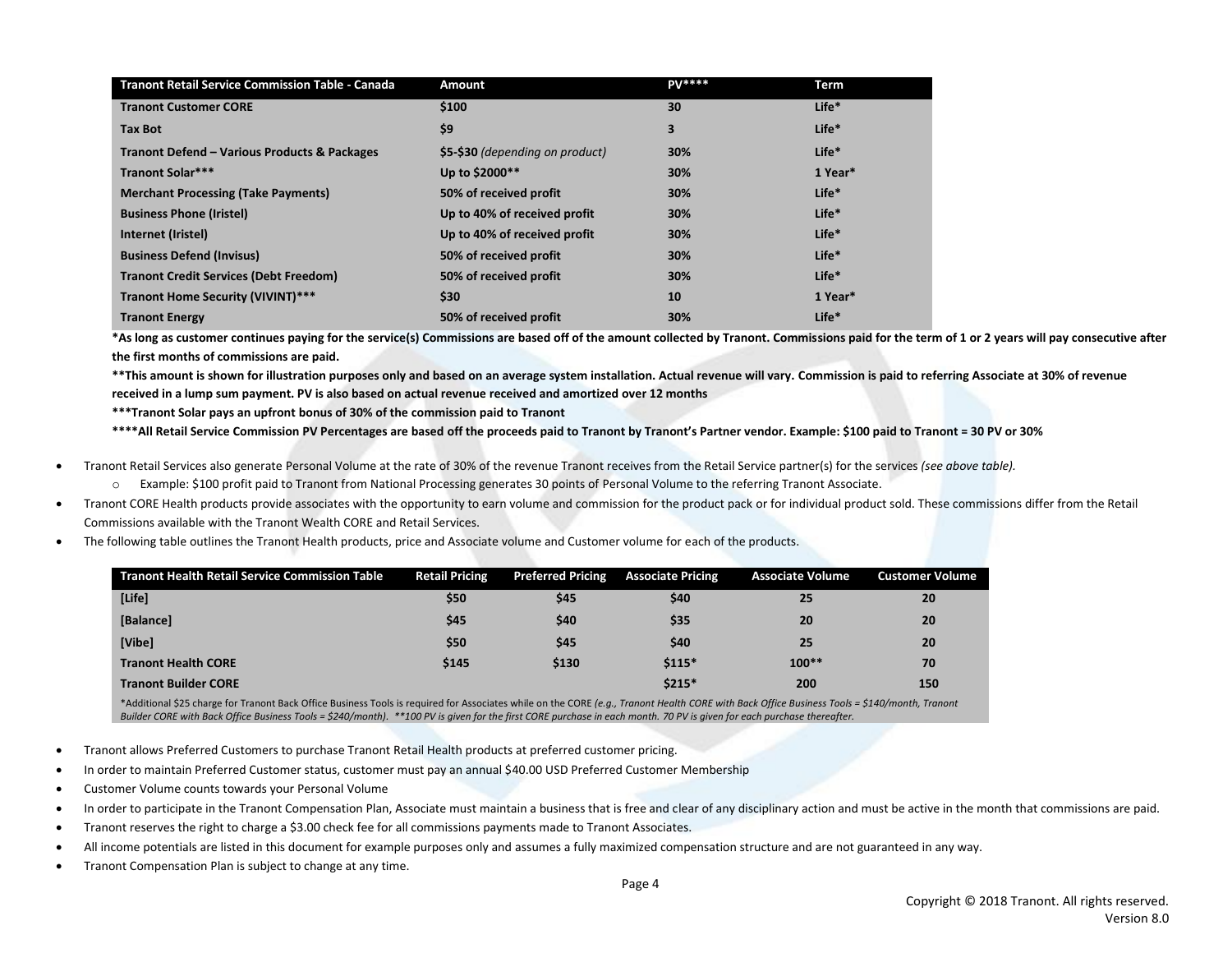| Tranont Retail Service Commission Table - Canada | Amount | PV**** | Term |
|---|---|---|---|
| **Tranont Customer CORE** | **$100** | **30** | **Life*** |
| **Tax Bot** | **$9** | **3** | **Life*** |
| **Tranont Defend – Various Products & Packages** | **$5-$30** *(depending on product)* | **30%** | **Life*** |
| **Tranont Solar*** ** | **Up to $2000**** | **30%** | **1 Year*** |
| **Merchant Processing (Take Payments)** | **50% of received profit** | **30%** | **Life*** |
| **Business Phone (Iristel)** | **Up to 40% of received profit** | **30%** | **Life*** |
| **Internet (Iristel)** | **Up to 40% of received profit** | **30%** | **Life*** |
| **Business Defend (Invisus)** | **50% of received profit** | **30%** | **Life*** |
| **Tranont Credit Services (Debt Freedom)** | **50% of received profit** | **30%** | **Life*** |
| **Tranont Home Security (VIVINT)*** ** | **$30** | **10** | **1 Year*** |
| **Tranont Energy** | **50% of received profit** | **30%** | **Life*** |

**\*As long as customer continues paying for the service(s) Commissions are based off of the amount collected by Tranont. Commissions paid for the term of 1 or 2 years will pay consecutive after the first months of commissions are paid.**

**\*\*This amount is shown for illustration purposes only and based on an average system installation. Actual revenue will vary. Commission is paid to referring Associate at 30% of revenue received in a lump sum payment. PV is also based on actual revenue received and amortized over 12 months**

**\*\*\*Tranont Solar pays an upfront bonus of 30% of the commission paid to Tranont**

**\*\*\*\*All Retail Service Commission PV Percentages are based off the proceeds paid to Tranont by Tranont's Partner vendor. Example: $100 paid to Tranont = 30 PV or 30%**

- Tranont Retail Services also generate Personal Volume at the rate of 30% of the revenue Tranont receives from the Retail Service partner(s) for the services *(see above table).*
  - Example: $100 profit paid to Tranont from National Processing generates 30 points of Personal Volume to the referring Tranont Associate.
- Tranont CORE Health products provide associates with the opportunity to earn volume and commission for the product pack or for individual product sold. These commissions differ from the Retail Commissions available with the Tranont Wealth CORE and Retail Services.
- The following table outlines the Tranont Health products, price and Associate volume and Customer volume for each of the products.

| Tranont Health Retail Service Commission Table | Retail Pricing | Preferred Pricing | Associate Pricing | Associate Volume | Customer Volume |
|---|---|---|---|---|---|
| **[Life]** | **$50** | **$45** | **$40** | **25** | **20** |
| **[Balance]** | **$45** | **$40** | **$35** | **20** | **20** |
| **[Vibe]** | **$50** | **$45** | **$40** | **25** | **20** |
| **Tranont Health CORE** | **$145** | **$130** | **$115*** | **100**** | **70** |
| **Tranont Builder CORE** | | | **$215*** | **200** | **150** |

\*Additional $25 charge for Tranont Back Office Business Tools is required for Associates while on the CORE *(e.g., Tranont Health CORE with Back Office Business Tools = $140/month, Tranont Builder CORE with Back Office Business Tools = $240/month). \*\*100 PV is given for the first CORE purchase in each month. 70 PV is given for each purchase thereafter.*

- Tranont allows Preferred Customers to purchase Tranont Retail Health products at preferred customer pricing.
- In order to maintain Preferred Customer status, customer must pay an annual $40.00 USD Preferred Customer Membership
- Customer Volume counts towards your Personal Volume
- In order to participate in the Tranont Compensation Plan, Associate must maintain a business that is free and clear of any disciplinary action and must be active in the month that commissions are paid.
- Tranont reserves the right to charge a $3.00 check fee for all commissions payments made to Tranont Associates.
- All income potentials are listed in this document for example purposes only and assumes a fully maximized compensation structure and are not guaranteed in any way.
- Tranont Compensation Plan is subject to change at any time.

Copyright © 2018 Tranont. All rights reserved.
Version 8.0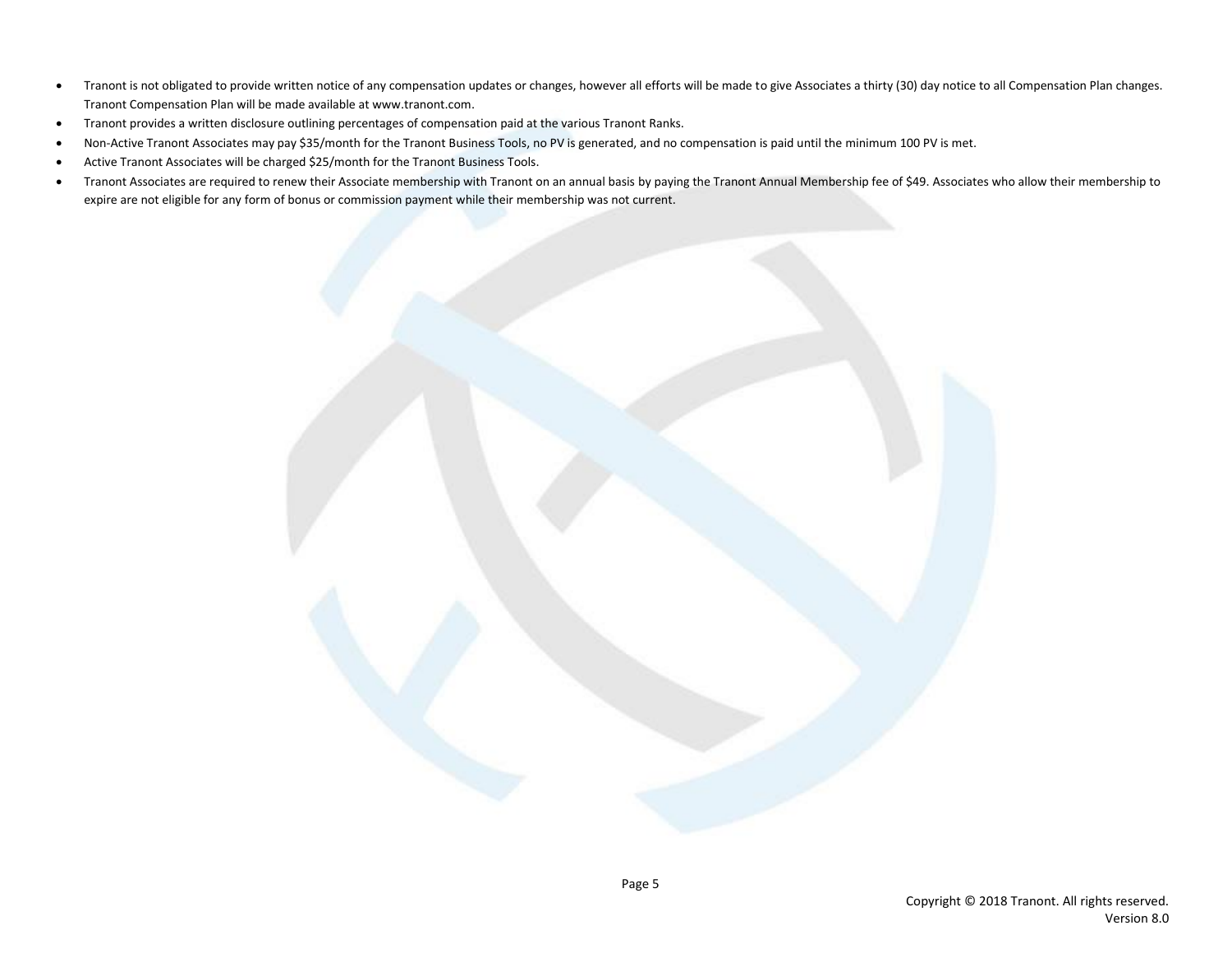- Tranont is not obligated to provide written notice of any compensation updates or changes, however all efforts will be made to give Associates a thirty (30) day notice to all Compensation Plan changes. Tranont Compensation Plan will be made available at www.tranont.com.
- Tranont provides a written disclosure outlining percentages of compensation paid at the various Tranont Ranks.
- Non-Active Tranont Associates may pay $35/month for the Tranont Business Tools, no PV is generated, and no compensation is paid until the minimum 100 PV is met.
- Active Tranont Associates will be charged $25/month for the Tranont Business Tools.
- Tranont Associates are required to renew their Associate membership with Tranont on an annual basis by paying the Tranont Annual Membership fee of $49. Associates who allow their membership to expire are not eligible for any form of bonus or commission payment while their membership was not current.